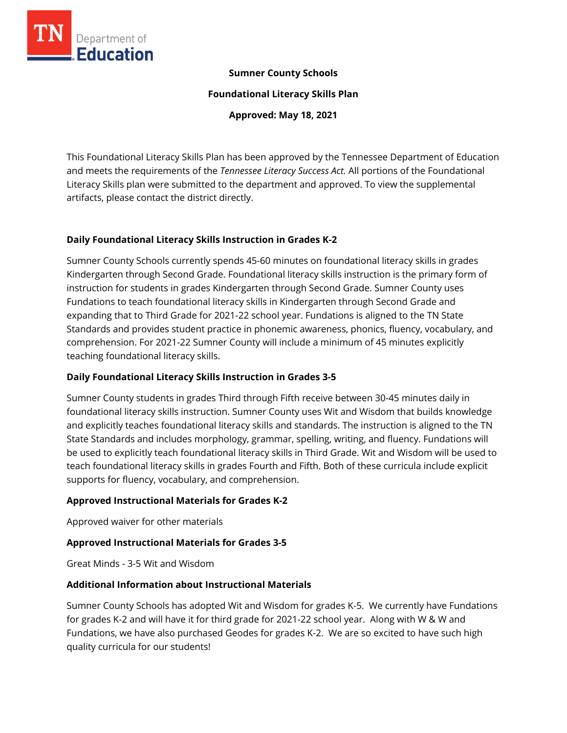**Sumner County Schools**

**Foundational Literacy Skills Plan**

**Approved: May 18, 2021**

This Foundational Literacy Skills Plan has been approved by the Tennessee Department of Education and meets the requirements of the *Tennessee Literacy Success Act.* All portions of the Foundational Literacy Skills plan were submitted to the department and approved. To view the supplemental artifacts, please contact the district directly.

## Daily Foundational Literacy Skills Instruction in Grades K-2

Sumner County Schools currently spends 45-60 minutes on foundational literacy skills in grades Kindergarten through Second Grade. Foundational literacy skills instruction is the primary form of instruction for students in grades Kindergarten through Second Grade. Sumner County uses Fundations to teach foundational literacy skills in Kindergarten through Second Grade and expanding that to Third Grade for 2021-22 school year. Fundations is aligned to the TN State Standards and provides student practice in phonemic awareness, phonics, fluency, vocabulary, and comprehension. For 2021-22 Sumner County will include a minimum of 45 minutes explicitly teaching foundational literacy skills.

## Daily Foundational Literacy Skills Instruction in Grades 3-5

Sumner County students in grades Third through Fifth receive between 30-45 minutes daily in foundational literacy skills instruction. Sumner County uses Wit and Wisdom that builds knowledge and explicitly teaches foundational literacy skills and standards. The instruction is aligned to the TN State Standards and includes morphology, grammar, spelling, writing, and fluency. Fundations will be used to explicitly teach foundational literacy skills in Third Grade. Wit and Wisdom will be used to teach foundational literacy skills in grades Fourth and Fifth. Both of these curricula include explicit supports for fluency, vocabulary, and comprehension.

## Approved Instructional Materials for Grades K-2

Approved waiver for other materials

## Approved Instructional Materials for Grades 3-5

Great Minds - 3-5 Wit and Wisdom

## Additional Information about Instructional Materials

Sumner County Schools has adopted Wit and Wisdom for grades K-5. We currently have Fundations for grades K-2 and will have it for third grade for 2021-22 school year. Along with W & W and Fundations, we have also purchased Geodes for grades K-2. We are so excited to have such high quality curricula for our students!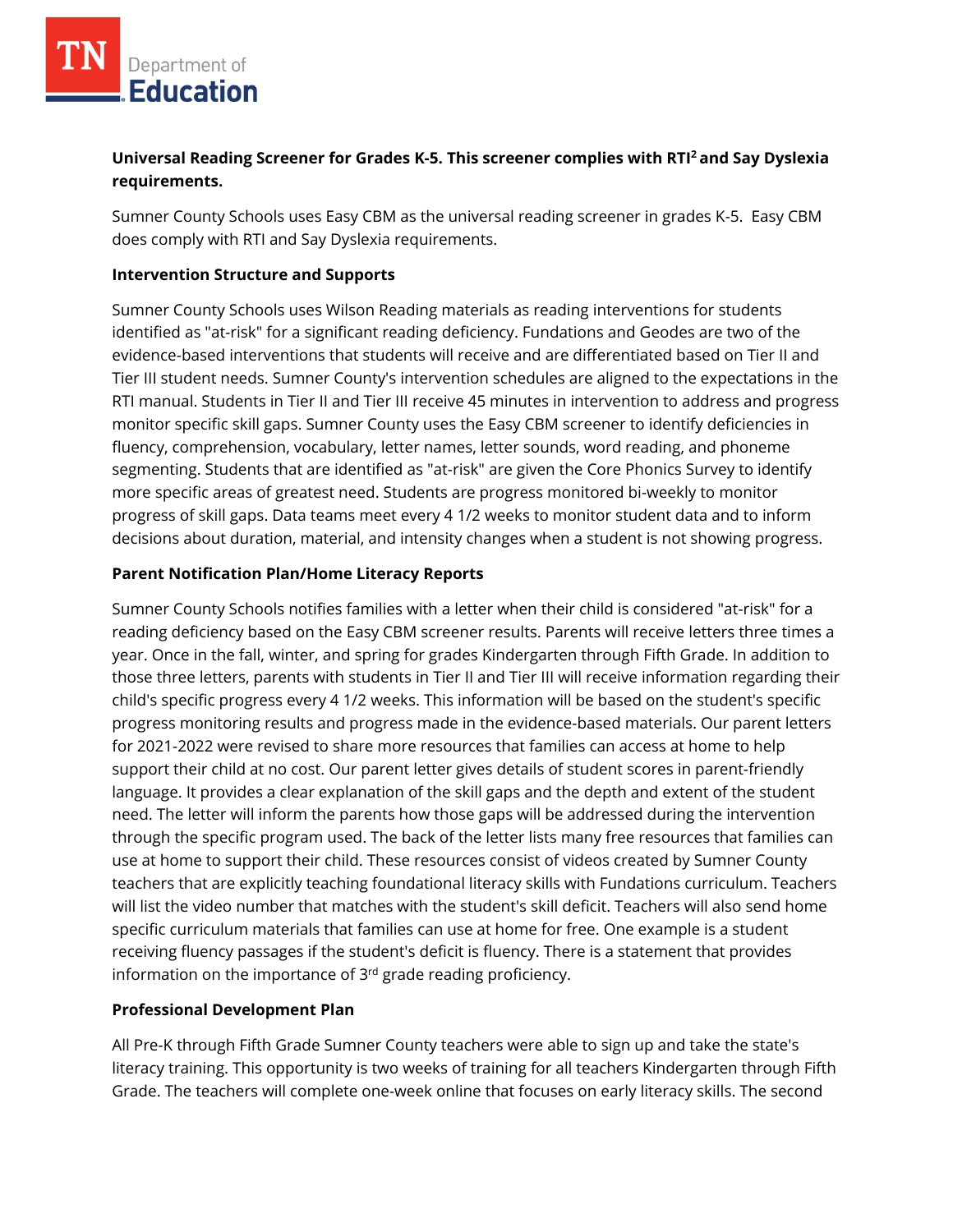**Universal Reading Screener for Grades K-5. This screener complies with RTI² and Say Dyslexia requirements.**

Sumner County Schools uses Easy CBM as the universal reading screener in grades K-5. Easy CBM does comply with RTI and Say Dyslexia requirements.

**Intervention Structure and Supports**

Sumner County Schools uses Wilson Reading materials as reading interventions for students identified as "at-risk" for a significant reading deficiency. Fundations and Geodes are two of the evidence-based interventions that students will receive and are differentiated based on Tier II and Tier III student needs. Sumner County's intervention schedules are aligned to the expectations in the RTI manual. Students in Tier II and Tier III receive 45 minutes in intervention to address and progress monitor specific skill gaps. Sumner County uses the Easy CBM screener to identify deficiencies in fluency, comprehension, vocabulary, letter names, letter sounds, word reading, and phoneme segmenting. Students that are identified as "at-risk" are given the Core Phonics Survey to identify more specific areas of greatest need. Students are progress monitored bi-weekly to monitor progress of skill gaps. Data teams meet every 4 1/2 weeks to monitor student data and to inform decisions about duration, material, and intensity changes when a student is not showing progress.

**Parent Notification Plan/Home Literacy Reports**

Sumner County Schools notifies families with a letter when their child is considered "at-risk" for a reading deficiency based on the Easy CBM screener results. Parents will receive letters three times a year. Once in the fall, winter, and spring for grades Kindergarten through Fifth Grade. In addition to those three letters, parents with students in Tier II and Tier III will receive information regarding their child's specific progress every 4 1/2 weeks. This information will be based on the student's specific progress monitoring results and progress made in the evidence-based materials. Our parent letters for 2021-2022 were revised to share more resources that families can access at home to help support their child at no cost. Our parent letter gives details of student scores in parent-friendly language. It provides a clear explanation of the skill gaps and the depth and extent of the student need. The letter will inform the parents how those gaps will be addressed during the intervention through the specific program used. The back of the letter lists many free resources that families can use at home to support their child. These resources consist of videos created by Sumner County teachers that are explicitly teaching foundational literacy skills with Fundations curriculum. Teachers will list the video number that matches with the student's skill deficit. Teachers will also send home specific curriculum materials that families can use at home for free. One example is a student receiving fluency passages if the student's deficit is fluency. There is a statement that provides information on the importance of 3rd grade reading proficiency.

**Professional Development Plan**

All Pre-K through Fifth Grade Sumner County teachers were able to sign up and take the state's literacy training. This opportunity is two weeks of training for all teachers Kindergarten through Fifth Grade. The teachers will complete one-week online that focuses on early literacy skills. The second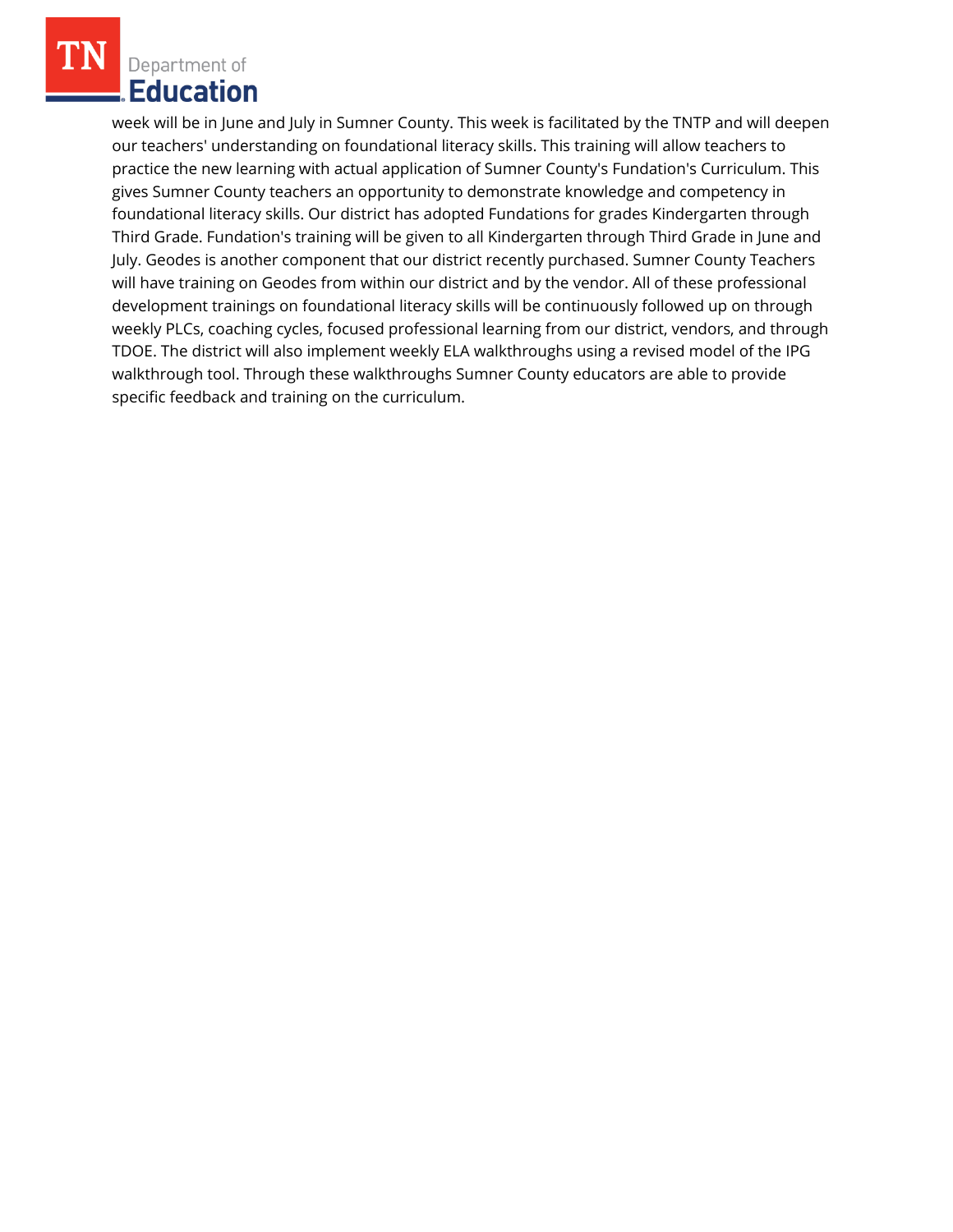week will be in June and July in Sumner County. This week is facilitated by the TNTP and will deepen our teachers' understanding on foundational literacy skills. This training will allow teachers to practice the new learning with actual application of Sumner County's Fundation's Curriculum. This gives Sumner County teachers an opportunity to demonstrate knowledge and competency in foundational literacy skills. Our district has adopted Fundations for grades Kindergarten through Third Grade. Fundation's training will be given to all Kindergarten through Third Grade in June and July. Geodes is another component that our district recently purchased. Sumner County Teachers will have training on Geodes from within our district and by the vendor. All of these professional development trainings on foundational literacy skills will be continuously followed up on through weekly PLCs, coaching cycles, focused professional learning from our district, vendors, and through TDOE. The district will also implement weekly ELA walkthroughs using a revised model of the IPG walkthrough tool. Through these walkthroughs Sumner County educators are able to provide specific feedback and training on the curriculum.